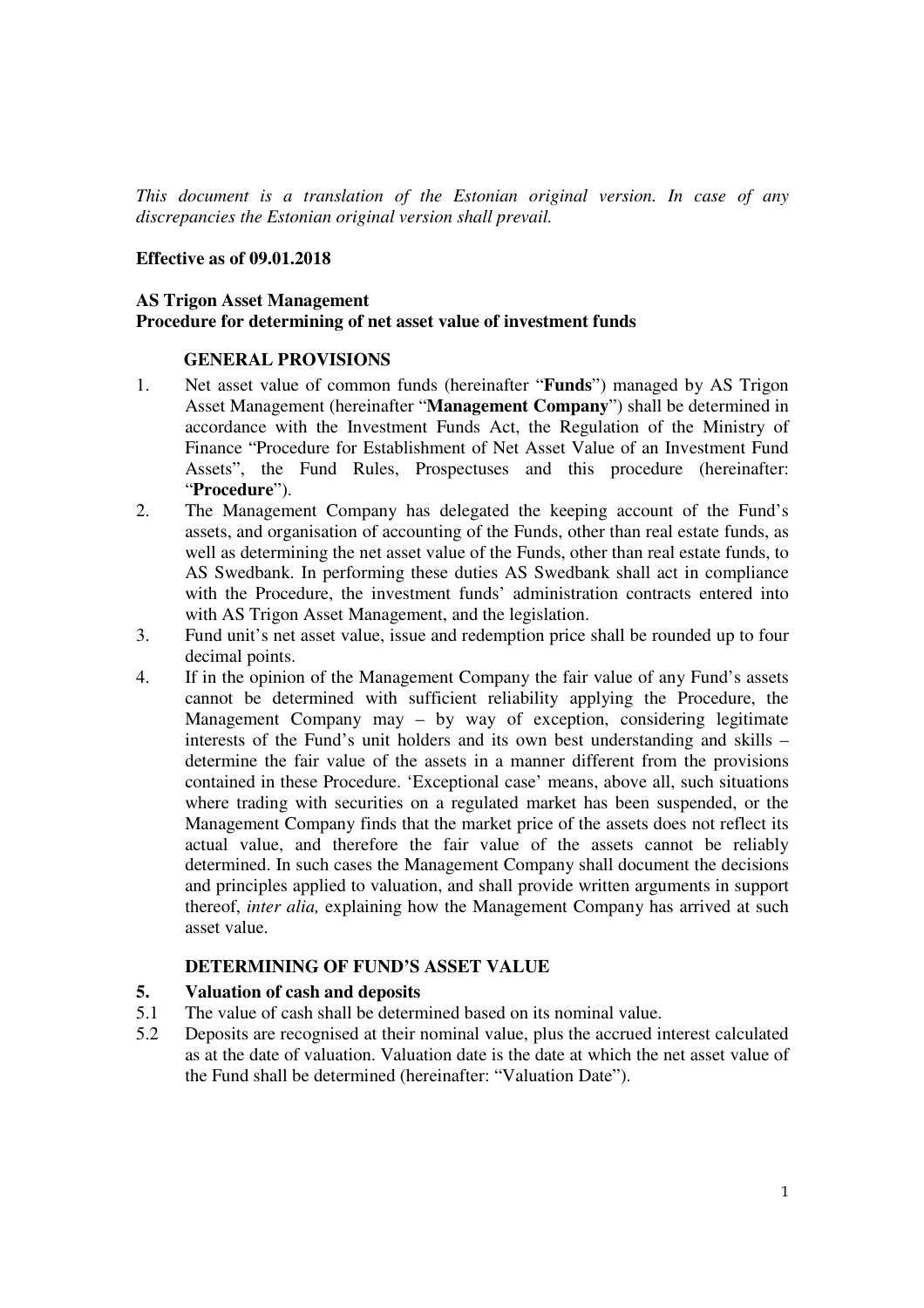*This document is a translation of the Estonian original version. In case of any discrepancies the Estonian original version shall prevail.*

**Effective as of 09.01.2018**

**AS Trigon Asset Management**
**Procedure for determining of net asset value of investment funds**

## GENERAL PROVISIONS

1. Net asset value of common funds (hereinafter "**Funds**") managed by AS Trigon Asset Management (hereinafter "**Management Company**") shall be determined in accordance with the Investment Funds Act, the Regulation of the Ministry of Finance "Procedure for Establishment of Net Asset Value of an Investment Fund Assets", the Fund Rules, Prospectuses and this procedure (hereinafter: "**Procedure**").
2. The Management Company has delegated the keeping account of the Fund's assets, and organisation of accounting of the Funds, other than real estate funds, as well as determining the net asset value of the Funds, other than real estate funds, to AS Swedbank. In performing these duties AS Swedbank shall act in compliance with the Procedure, the investment funds' administration contracts entered into with AS Trigon Asset Management, and the legislation.
3. Fund unit's net asset value, issue and redemption price shall be rounded up to four decimal points.
4. If in the opinion of the Management Company the fair value of any Fund's assets cannot be determined with sufficient reliability applying the Procedure, the Management Company may – by way of exception, considering legitimate interests of the Fund's unit holders and its own best understanding and skills – determine the fair value of the assets in a manner different from the provisions contained in these Procedure. 'Exceptional case' means, above all, such situations where trading with securities on a regulated market has been suspended, or the Management Company finds that the market price of the assets does not reflect its actual value, and therefore the fair value of the assets cannot be reliably determined. In such cases the Management Company shall document the decisions and principles applied to valuation, and shall provide written arguments in support thereof, *inter alia,* explaining how the Management Company has arrived at such asset value.

## DETERMINING OF FUND'S ASSET VALUE

### 5. Valuation of cash and deposits

5.1 The value of cash shall be determined based on its nominal value.

5.2 Deposits are recognised at their nominal value, plus the accrued interest calculated as at the date of valuation. Valuation date is the date at which the net asset value of the Fund shall be determined (hereinafter: "Valuation Date").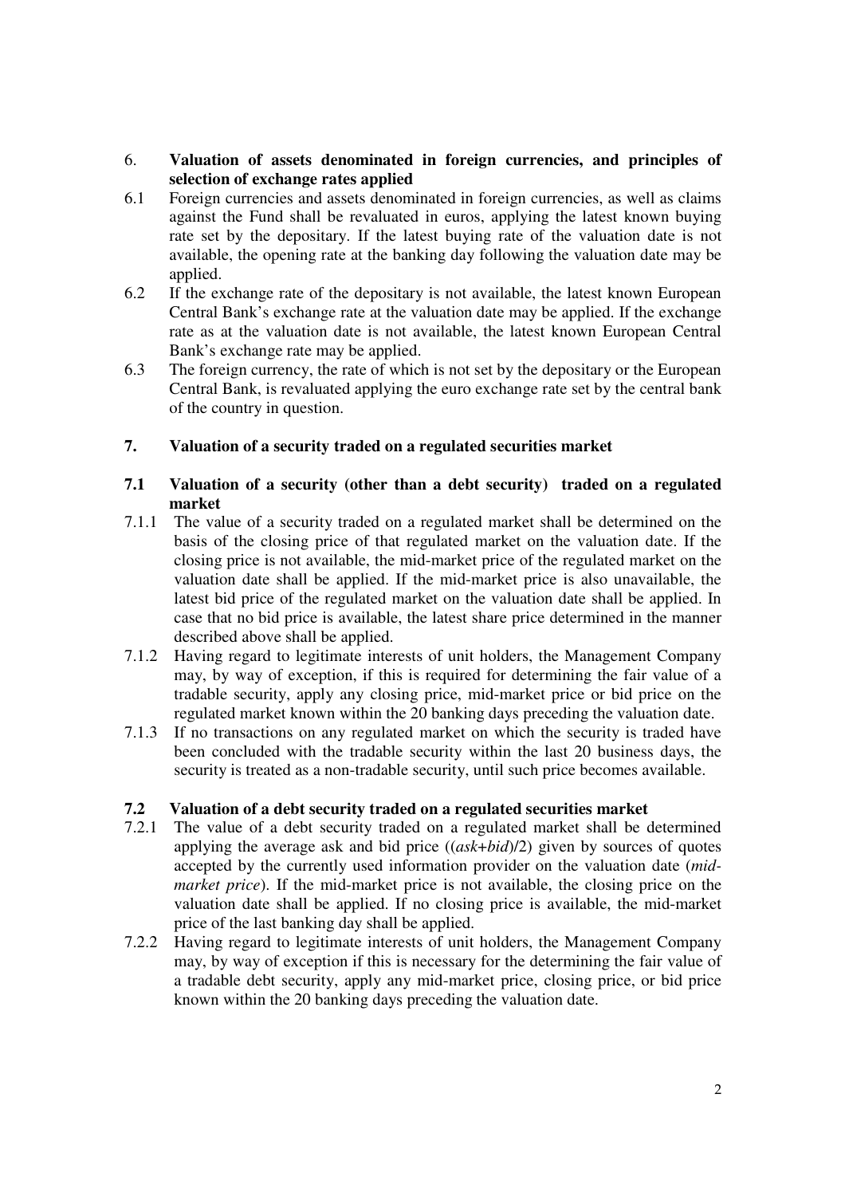6. **Valuation of assets denominated in foreign currencies, and principles of selection of exchange rates applied**

6.1 Foreign currencies and assets denominated in foreign currencies, as well as claims against the Fund shall be revaluated in euros, applying the latest known buying rate set by the depositary. If the latest buying rate of the valuation date is not available, the opening rate at the banking day following the valuation date may be applied.

6.2 If the exchange rate of the depositary is not available, the latest known European Central Bank's exchange rate at the valuation date may be applied. If the exchange rate as at the valuation date is not available, the latest known European Central Bank's exchange rate may be applied.

6.3 The foreign currency, the rate of which is not set by the depositary or the European Central Bank, is revaluated applying the euro exchange rate set by the central bank of the country in question.

## 7. Valuation of a security traded on a regulated securities market

### 7.1 Valuation of a security (other than a debt security) traded on a regulated market

7.1.1 The value of a security traded on a regulated market shall be determined on the basis of the closing price of that regulated market on the valuation date. If the closing price is not available, the mid-market price of the regulated market on the valuation date shall be applied. If the mid-market price is also unavailable, the latest bid price of the regulated market on the valuation date shall be applied. In case that no bid price is available, the latest share price determined in the manner described above shall be applied.

7.1.2 Having regard to legitimate interests of unit holders, the Management Company may, by way of exception, if this is required for determining the fair value of a tradable security, apply any closing price, mid-market price or bid price on the regulated market known within the 20 banking days preceding the valuation date.

7.1.3 If no transactions on any regulated market on which the security is traded have been concluded with the tradable security within the last 20 business days, the security is treated as a non-tradable security, until such price becomes available.

### 7.2 Valuation of a debt security traded on a regulated securities market

7.2.1 The value of a debt security traded on a regulated market shall be determined applying the average ask and bid price ($(ask+bid)/2$) given by sources of quotes accepted by the currently used information provider on the valuation date (*mid-market price*). If the mid-market price is not available, the closing price on the valuation date shall be applied. If no closing price is available, the mid-market price of the last banking day shall be applied.

7.2.2 Having regard to legitimate interests of unit holders, the Management Company may, by way of exception if this is necessary for the determining the fair value of a tradable debt security, apply any mid-market price, closing price, or bid price known within the 20 banking days preceding the valuation date.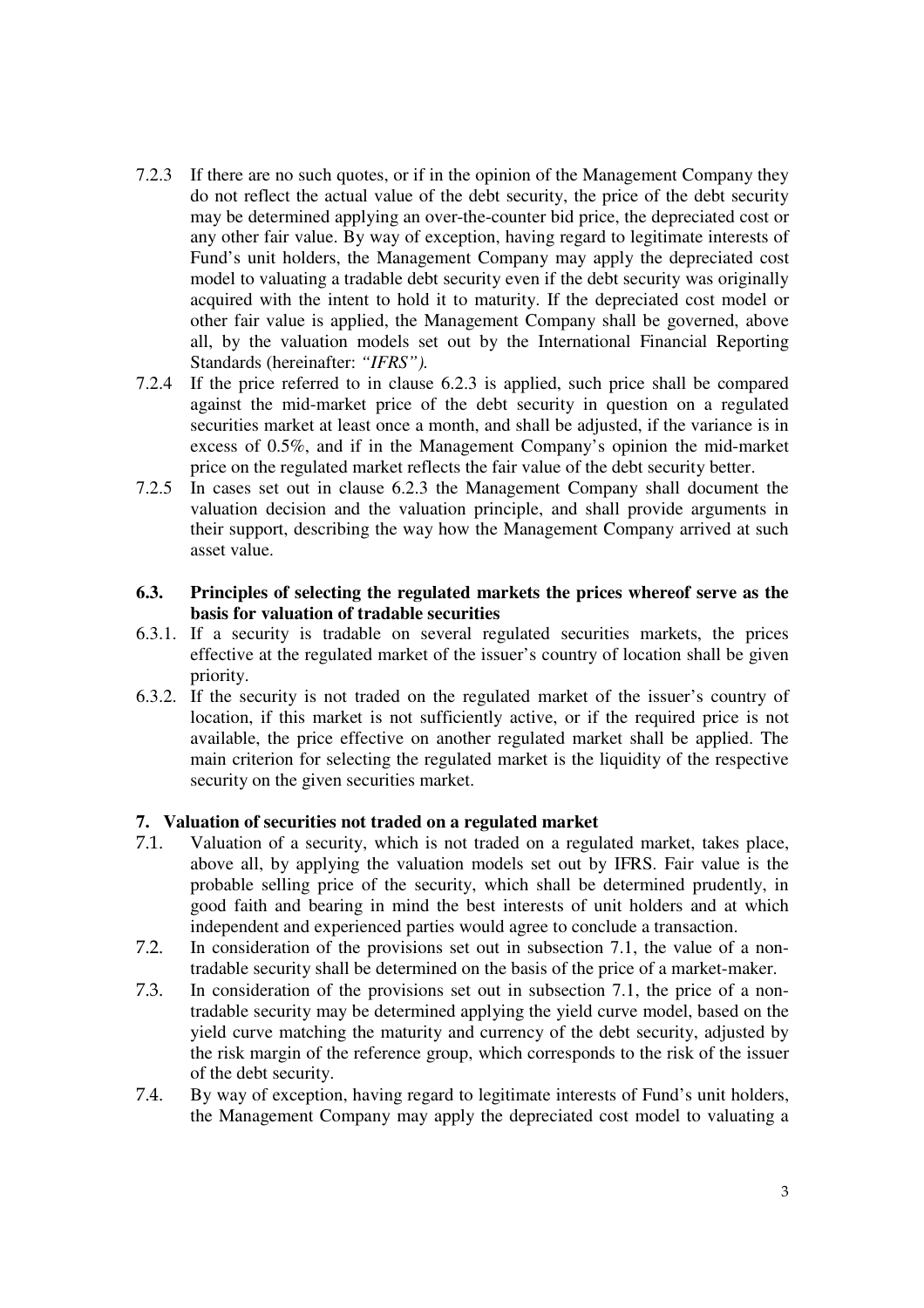7.2.3 If there are no such quotes, or if in the opinion of the Management Company they do not reflect the actual value of the debt security, the price of the debt security may be determined applying an over-the-counter bid price, the depreciated cost or any other fair value. By way of exception, having regard to legitimate interests of Fund's unit holders, the Management Company may apply the depreciated cost model to valuating a tradable debt security even if the debt security was originally acquired with the intent to hold it to maturity. If the depreciated cost model or other fair value is applied, the Management Company shall be governed, above all, by the valuation models set out by the International Financial Reporting Standards (hereinafter: *"IFRS").*

7.2.4 If the price referred to in clause 6.2.3 is applied, such price shall be compared against the mid-market price of the debt security in question on a regulated securities market at least once a month, and shall be adjusted, if the variance is in excess of 0.5%, and if in the Management Company's opinion the mid-market price on the regulated market reflects the fair value of the debt security better.

7.2.5 In cases set out in clause 6.2.3 the Management Company shall document the valuation decision and the valuation principle, and shall provide arguments in their support, describing the way how the Management Company arrived at such asset value.

**6.3. Principles of selecting the regulated markets the prices whereof serve as the basis for valuation of tradable securities**

6.3.1. If a security is tradable on several regulated securities markets, the prices effective at the regulated market of the issuer's country of location shall be given priority.

6.3.2. If the security is not traded on the regulated market of the issuer's country of location, if this market is not sufficiently active, or if the required price is not available, the price effective on another regulated market shall be applied. The main criterion for selecting the regulated market is the liquidity of the respective security on the given securities market.

## 7. Valuation of securities not traded on a regulated market

7.1. Valuation of a security, which is not traded on a regulated market, takes place, above all, by applying the valuation models set out by IFRS. Fair value is the probable selling price of the security, which shall be determined prudently, in good faith and bearing in mind the best interests of unit holders and at which independent and experienced parties would agree to conclude a transaction.

7.2. In consideration of the provisions set out in subsection 7.1, the value of a non-tradable security shall be determined on the basis of the price of a market-maker.

7.3. In consideration of the provisions set out in subsection 7.1, the price of a non-tradable security may be determined applying the yield curve model, based on the yield curve matching the maturity and currency of the debt security, adjusted by the risk margin of the reference group, which corresponds to the risk of the issuer of the debt security.

7.4. By way of exception, having regard to legitimate interests of Fund's unit holders, the Management Company may apply the depreciated cost model to valuating a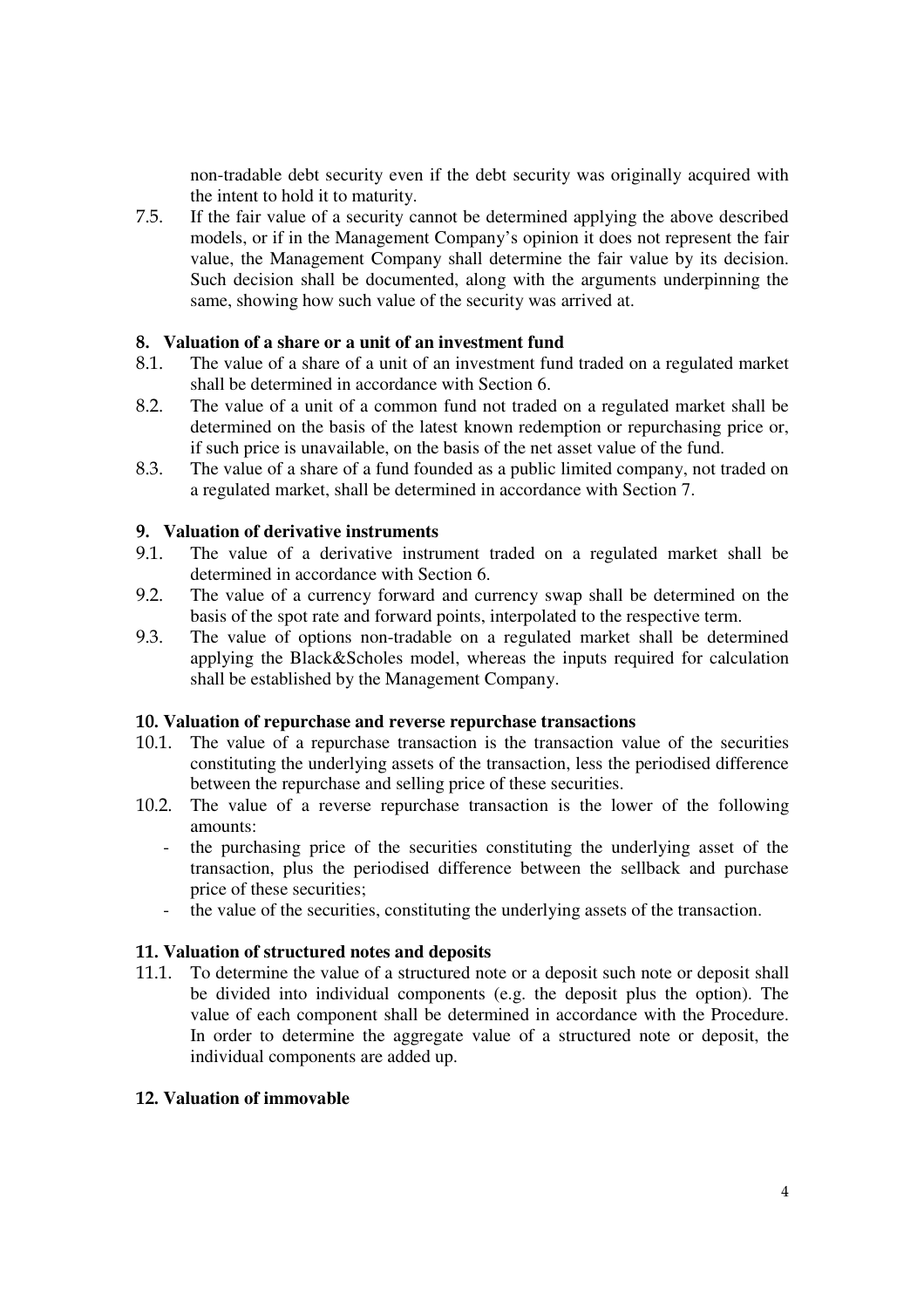non-tradable debt security even if the debt security was originally acquired with the intent to hold it to maturity.

7.5. If the fair value of a security cannot be determined applying the above described models, or if in the Management Company's opinion it does not represent the fair value, the Management Company shall determine the fair value by its decision. Such decision shall be documented, along with the arguments underpinning the same, showing how such value of the security was arrived at.

## 8. Valuation of a share or a unit of an investment fund

8.1. The value of a share of a unit of an investment fund traded on a regulated market shall be determined in accordance with Section 6.

8.2. The value of a unit of a common fund not traded on a regulated market shall be determined on the basis of the latest known redemption or repurchasing price or, if such price is unavailable, on the basis of the net asset value of the fund.

8.3. The value of a share of a fund founded as a public limited company, not traded on a regulated market, shall be determined in accordance with Section 7.

## 9. Valuation of derivative instruments

9.1. The value of a derivative instrument traded on a regulated market shall be determined in accordance with Section 6.

9.2. The value of a currency forward and currency swap shall be determined on the basis of the spot rate and forward points, interpolated to the respective term.

9.3. The value of options non-tradable on a regulated market shall be determined applying the Black&Scholes model, whereas the inputs required for calculation shall be established by the Management Company.

## 10. Valuation of repurchase and reverse repurchase transactions

10.1. The value of a repurchase transaction is the transaction value of the securities constituting the underlying assets of the transaction, less the periodised difference between the repurchase and selling price of these securities.

10.2. The value of a reverse repurchase transaction is the lower of the following amounts:

- the purchasing price of the securities constituting the underlying asset of the transaction, plus the periodised difference between the sellback and purchase price of these securities;
- the value of the securities, constituting the underlying assets of the transaction.

## 11. Valuation of structured notes and deposits

11.1. To determine the value of a structured note or a deposit such note or deposit shall be divided into individual components (e.g. the deposit plus the option). The value of each component shall be determined in accordance with the Procedure. In order to determine the aggregate value of a structured note or deposit, the individual components are added up.

## 12. Valuation of immovable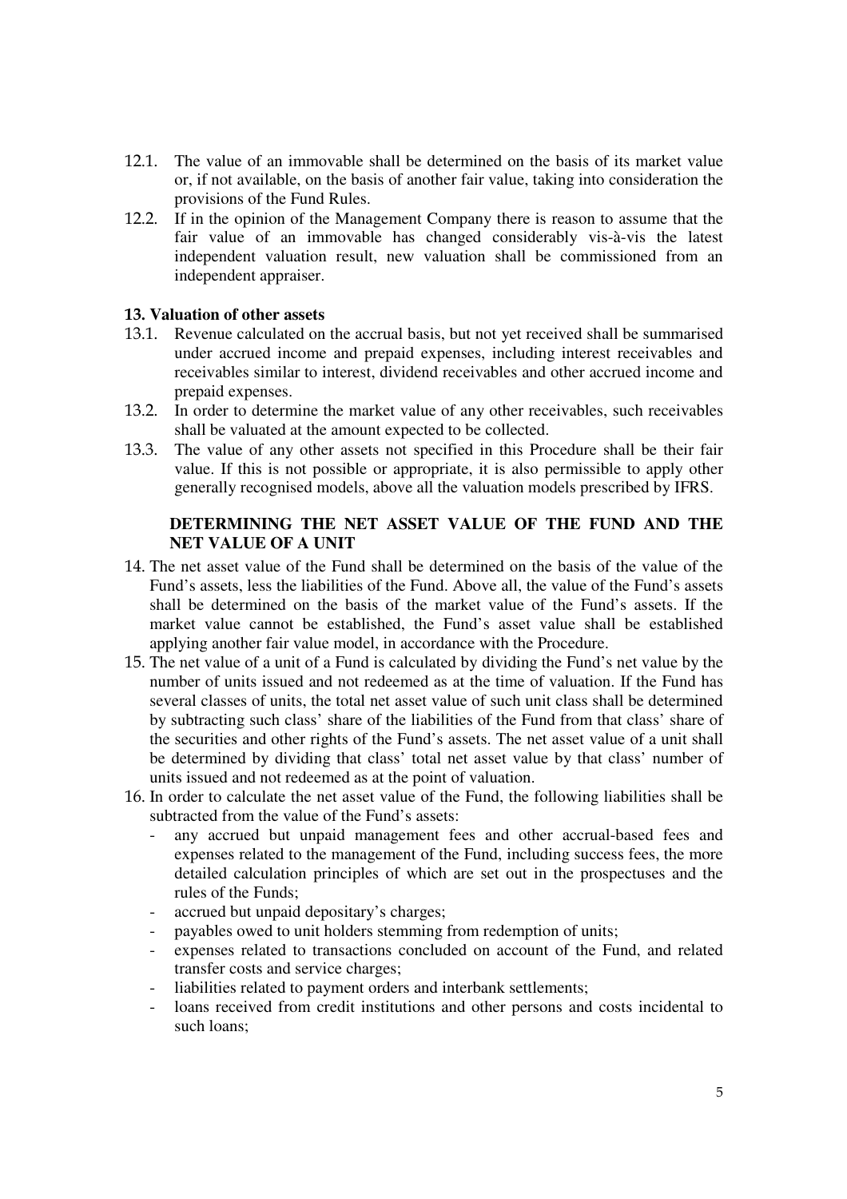12.1. The value of an immovable shall be determined on the basis of its market value or, if not available, on the basis of another fair value, taking into consideration the provisions of the Fund Rules.

12.2. If in the opinion of the Management Company there is reason to assume that the fair value of an immovable has changed considerably vis-à-vis the latest independent valuation result, new valuation shall be commissioned from an independent appraiser.

**13. Valuation of other assets**

13.1. Revenue calculated on the accrual basis, but not yet received shall be summarised under accrued income and prepaid expenses, including interest receivables and receivables similar to interest, dividend receivables and other accrued income and prepaid expenses.

13.2. In order to determine the market value of any other receivables, such receivables shall be valuated at the amount expected to be collected.

13.3. The value of any other assets not specified in this Procedure shall be their fair value. If this is not possible or appropriate, it is also permissible to apply other generally recognised models, above all the valuation models prescribed by IFRS.

## DETERMINING THE NET ASSET VALUE OF THE FUND AND THE NET VALUE OF A UNIT

14. The net asset value of the Fund shall be determined on the basis of the value of the Fund's assets, less the liabilities of the Fund. Above all, the value of the Fund's assets shall be determined on the basis of the market value of the Fund's assets. If the market value cannot be established, the Fund's asset value shall be established applying another fair value model, in accordance with the Procedure.

15. The net value of a unit of a Fund is calculated by dividing the Fund's net value by the number of units issued and not redeemed as at the time of valuation. If the Fund has several classes of units, the total net asset value of such unit class shall be determined by subtracting such class' share of the liabilities of the Fund from that class' share of the securities and other rights of the Fund's assets. The net asset value of a unit shall be determined by dividing that class' total net asset value by that class' number of units issued and not redeemed as at the point of valuation.

16. In order to calculate the net asset value of the Fund, the following liabilities shall be subtracted from the value of the Fund's assets:
    - any accrued but unpaid management fees and other accrual-based fees and expenses related to the management of the Fund, including success fees, the more detailed calculation principles of which are set out in the prospectuses and the rules of the Funds;
    - accrued but unpaid depositary's charges;
    - payables owed to unit holders stemming from redemption of units;
    - expenses related to transactions concluded on account of the Fund, and related transfer costs and service charges;
    - liabilities related to payment orders and interbank settlements;
    - loans received from credit institutions and other persons and costs incidental to such loans;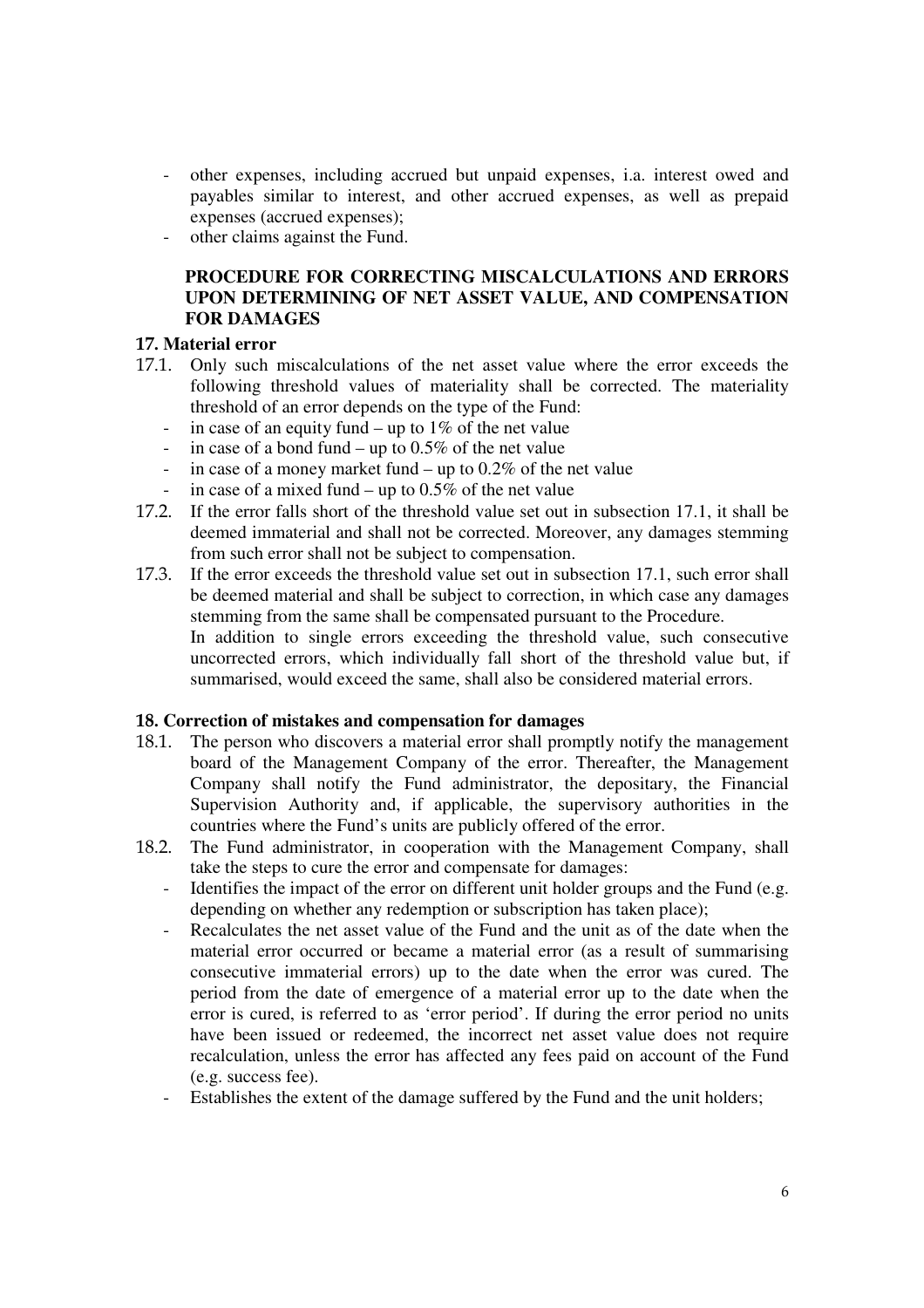- other expenses, including accrued but unpaid expenses, i.a. interest owed and payables similar to interest, and other accrued expenses, as well as prepaid expenses (accrued expenses);
- other claims against the Fund.

## PROCEDURE FOR CORRECTING MISCALCULATIONS AND ERRORS UPON DETERMINING OF NET ASSET VALUE, AND COMPENSATION FOR DAMAGES

### 17. Material error

17.1. Only such miscalculations of the net asset value where the error exceeds the following threshold values of materiality shall be corrected. The materiality threshold of an error depends on the type of the Fund:
- in case of an equity fund – up to 1% of the net value
- in case of a bond fund – up to 0.5% of the net value
- in case of a money market fund – up to 0.2% of the net value
- in case of a mixed fund – up to 0.5% of the net value

17.2. If the error falls short of the threshold value set out in subsection 17.1, it shall be deemed immaterial and shall not be corrected. Moreover, any damages stemming from such error shall not be subject to compensation.

17.3. If the error exceeds the threshold value set out in subsection 17.1, such error shall be deemed material and shall be subject to correction, in which case any damages stemming from the same shall be compensated pursuant to the Procedure.
In addition to single errors exceeding the threshold value, such consecutive uncorrected errors, which individually fall short of the threshold value but, if summarised, would exceed the same, shall also be considered material errors.

### 18. Correction of mistakes and compensation for damages

18.1. The person who discovers a material error shall promptly notify the management board of the Management Company of the error. Thereafter, the Management Company shall notify the Fund administrator, the depositary, the Financial Supervision Authority and, if applicable, the supervisory authorities in the countries where the Fund's units are publicly offered of the error.

18.2. The Fund administrator, in cooperation with the Management Company, shall take the steps to cure the error and compensate for damages:
- Identifies the impact of the error on different unit holder groups and the Fund (e.g. depending on whether any redemption or subscription has taken place);
- Recalculates the net asset value of the Fund and the unit as of the date when the material error occurred or became a material error (as a result of summarising consecutive immaterial errors) up to the date when the error was cured. The period from the date of emergence of a material error up to the date when the error is cured, is referred to as 'error period'. If during the error period no units have been issued or redeemed, the incorrect net asset value does not require recalculation, unless the error has affected any fees paid on account of the Fund (e.g. success fee).
- Establishes the extent of the damage suffered by the Fund and the unit holders;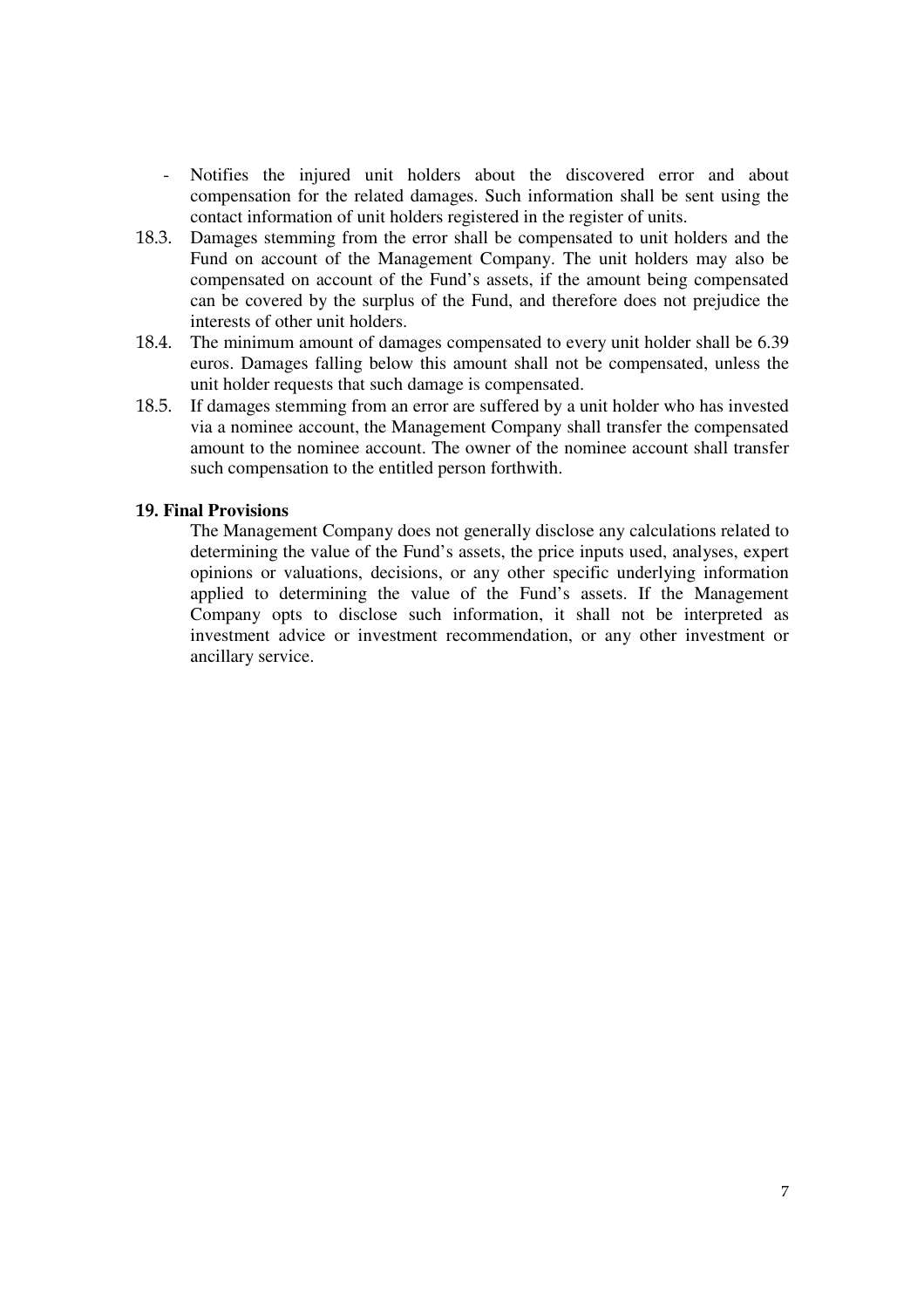- Notifies the injured unit holders about the discovered error and about compensation for the related damages. Such information shall be sent using the contact information of unit holders registered in the register of units.

18.3. Damages stemming from the error shall be compensated to unit holders and the Fund on account of the Management Company. The unit holders may also be compensated on account of the Fund's assets, if the amount being compensated can be covered by the surplus of the Fund, and therefore does not prejudice the interests of other unit holders.

18.4. The minimum amount of damages compensated to every unit holder shall be 6.39 euros. Damages falling below this amount shall not be compensated, unless the unit holder requests that such damage is compensated.

18.5. If damages stemming from an error are suffered by a unit holder who has invested via a nominee account, the Management Company shall transfer the compensated amount to the nominee account. The owner of the nominee account shall transfer such compensation to the entitled person forthwith.

**19. Final Provisions**

The Management Company does not generally disclose any calculations related to determining the value of the Fund's assets, the price inputs used, analyses, expert opinions or valuations, decisions, or any other specific underlying information applied to determining the value of the Fund's assets. If the Management Company opts to disclose such information, it shall not be interpreted as investment advice or investment recommendation, or any other investment or ancillary service.